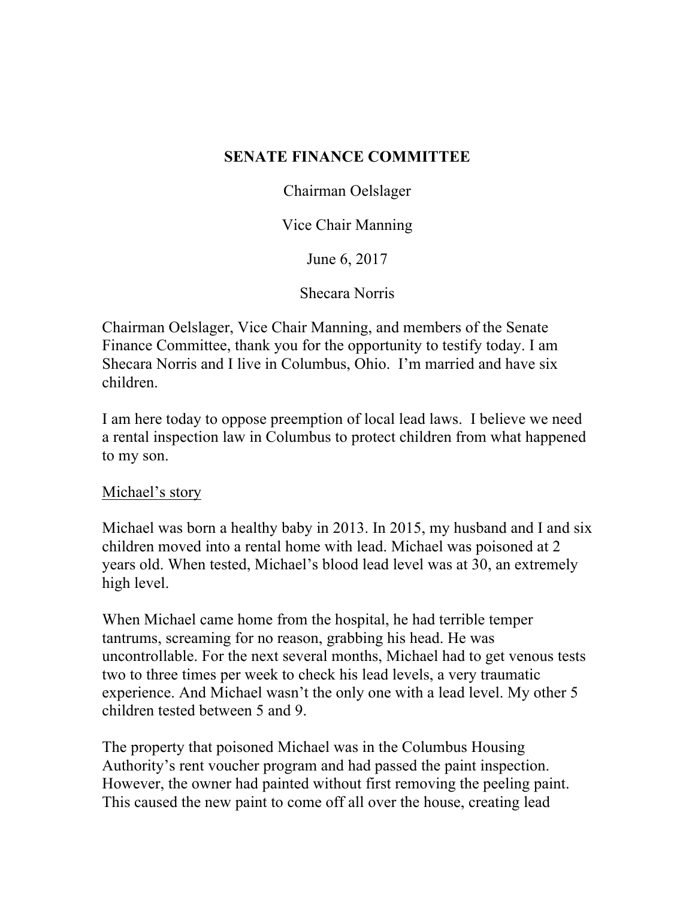**SENATE FINANCE COMMITTEE**

Chairman Oelslager

Vice Chair Manning

June 6, 2017

Shecara Norris

Chairman Oelslager, Vice Chair Manning, and members of the Senate Finance Committee, thank you for the opportunity to testify today. I am Shecara Norris and I live in Columbus, Ohio. I'm married and have six children.

I am here today to oppose preemption of local lead laws. I believe we need a rental inspection law in Columbus to protect children from what happened to my son.

<u>Michael's story</u>

Michael was born a healthy baby in 2013. In 2015, my husband and I and six children moved into a rental home with lead. Michael was poisoned at 2 years old. When tested, Michael's blood lead level was at 30, an extremely high level.

When Michael came home from the hospital, he had terrible temper tantrums, screaming for no reason, grabbing his head. He was uncontrollable. For the next several months, Michael had to get venous tests two to three times per week to check his lead levels, a very traumatic experience. And Michael wasn't the only one with a lead level. My other 5 children tested between 5 and 9.

The property that poisoned Michael was in the Columbus Housing Authority's rent voucher program and had passed the paint inspection. However, the owner had painted without first removing the peeling paint. This caused the new paint to come off all over the house, creating lead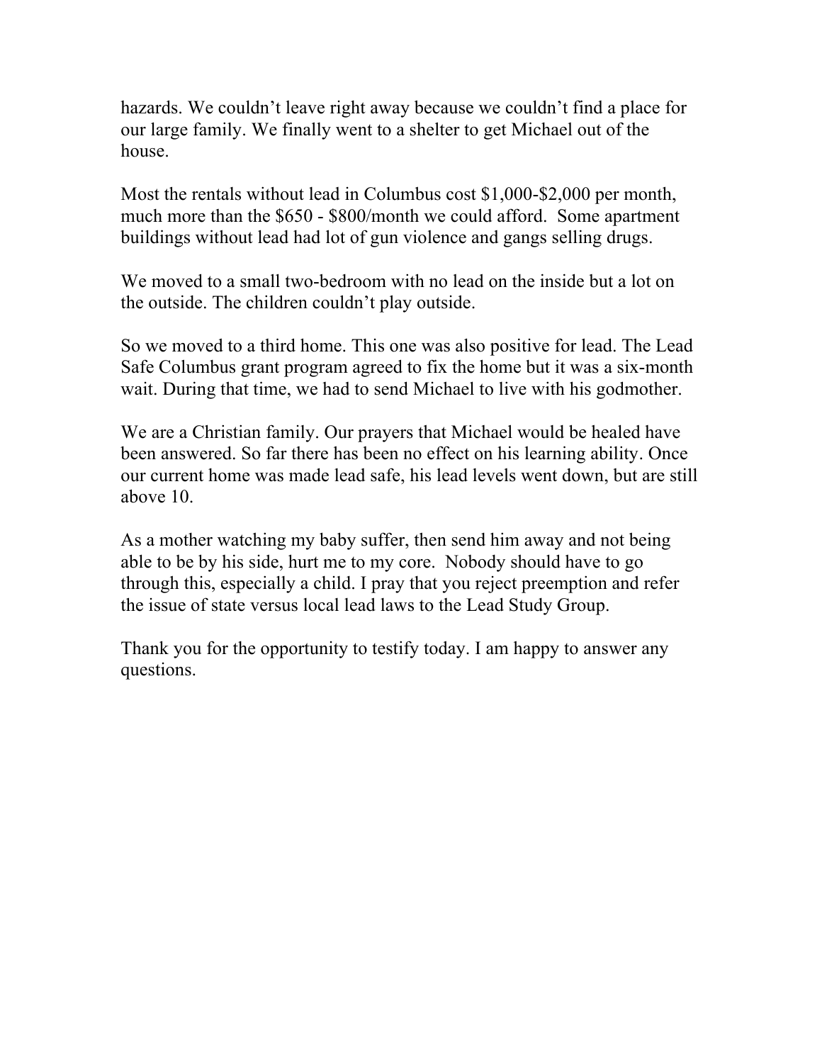hazards. We couldn't leave right away because we couldn't find a place for our large family. We finally went to a shelter to get Michael out of the house.

Most the rentals without lead in Columbus cost $1,000-$2,000 per month, much more than the $650 - $800/month we could afford. Some apartment buildings without lead had lot of gun violence and gangs selling drugs.

We moved to a small two-bedroom with no lead on the inside but a lot on the outside. The children couldn't play outside.

So we moved to a third home. This one was also positive for lead. The Lead Safe Columbus grant program agreed to fix the home but it was a six-month wait. During that time, we had to send Michael to live with his godmother.

We are a Christian family. Our prayers that Michael would be healed have been answered. So far there has been no effect on his learning ability. Once our current home was made lead safe, his lead levels went down, but are still above 10.

As a mother watching my baby suffer, then send him away and not being able to be by his side, hurt me to my core. Nobody should have to go through this, especially a child. I pray that you reject preemption and refer the issue of state versus local lead laws to the Lead Study Group.

Thank you for the opportunity to testify today. I am happy to answer any questions.